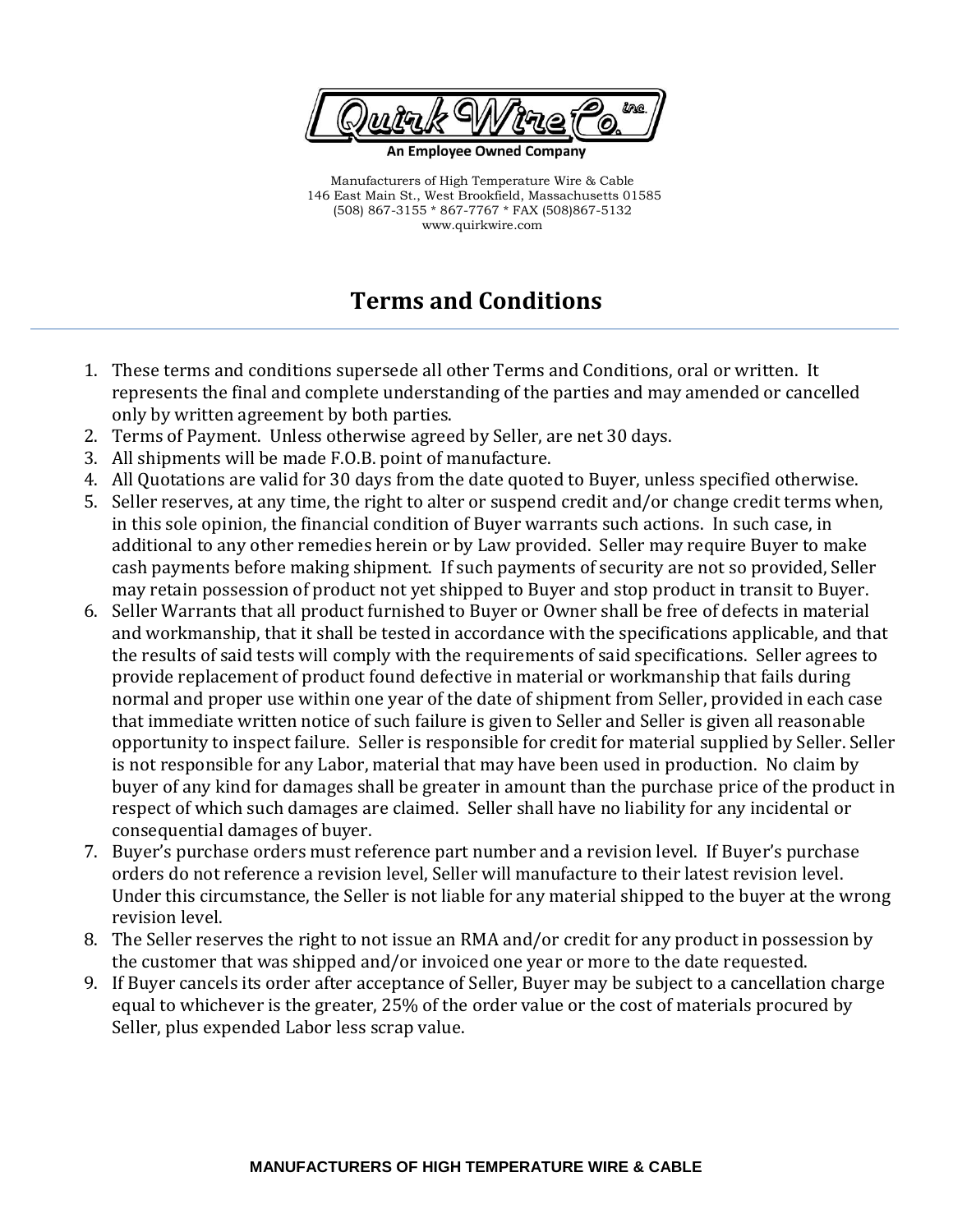**Quirk Wire Co. inc.**

**An Employee Owned Company**

Manufacturers of High Temperature Wire & Cable
146 East Main St., West Brookfield, Massachusetts 01585
(508) 867-3155 * 867-7767 * FAX (508)867-5132
www.quirkwire.com

# Terms and Conditions

1. These terms and conditions supersede all other Terms and Conditions, oral or written. It represents the final and complete understanding of the parties and may amended or cancelled only by written agreement by both parties.
2. Terms of Payment. Unless otherwise agreed by Seller, are net 30 days.
3. All shipments will be made F.O.B. point of manufacture.
4. All Quotations are valid for 30 days from the date quoted to Buyer, unless specified otherwise.
5. Seller reserves, at any time, the right to alter or suspend credit and/or change credit terms when, in this sole opinion, the financial condition of Buyer warrants such actions. In such case, in additional to any other remedies herein or by Law provided. Seller may require Buyer to make cash payments before making shipment. If such payments of security are not so provided, Seller may retain possession of product not yet shipped to Buyer and stop product in transit to Buyer.
6. Seller Warrants that all product furnished to Buyer or Owner shall be free of defects in material and workmanship, that it shall be tested in accordance with the specifications applicable, and that the results of said tests will comply with the requirements of said specifications. Seller agrees to provide replacement of product found defective in material or workmanship that fails during normal and proper use within one year of the date of shipment from Seller, provided in each case that immediate written notice of such failure is given to Seller and Seller is given all reasonable opportunity to inspect failure. Seller is responsible for credit for material supplied by Seller. Seller is not responsible for any Labor, material that may have been used in production. No claim by buyer of any kind for damages shall be greater in amount than the purchase price of the product in respect of which such damages are claimed. Seller shall have no liability for any incidental or consequential damages of buyer.
7. Buyer's purchase orders must reference part number and a revision level. If Buyer's purchase orders do not reference a revision level, Seller will manufacture to their latest revision level. Under this circumstance, the Seller is not liable for any material shipped to the buyer at the wrong revision level.
8. The Seller reserves the right to not issue an RMA and/or credit for any product in possession by the customer that was shipped and/or invoiced one year or more to the date requested.
9. If Buyer cancels its order after acceptance of Seller, Buyer may be subject to a cancellation charge equal to whichever is the greater, 25% of the order value or the cost of materials procured by Seller, plus expended Labor less scrap value.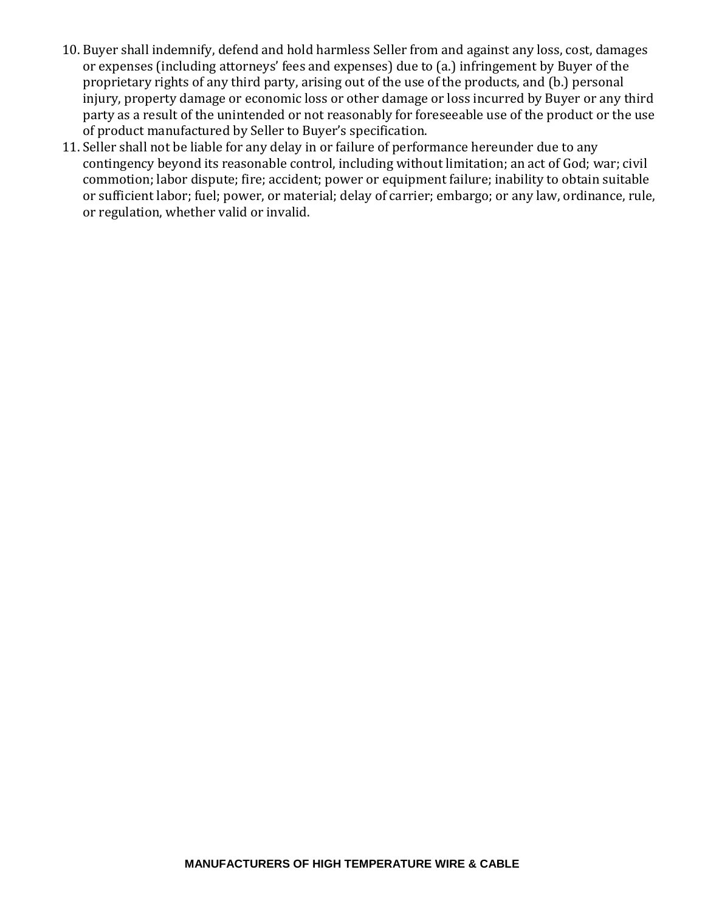10. Buyer shall indemnify, defend and hold harmless Seller from and against any loss, cost, damages or expenses (including attorneys' fees and expenses) due to (a.) infringement by Buyer of the proprietary rights of any third party, arising out of the use of the products, and (b.) personal injury, property damage or economic loss or other damage or loss incurred by Buyer or any third party as a result of the unintended or not reasonably for foreseeable use of the product or the use of product manufactured by Seller to Buyer's specification.
11. Seller shall not be liable for any delay in or failure of performance hereunder due to any contingency beyond its reasonable control, including without limitation; an act of God; war; civil commotion; labor dispute; fire; accident; power or equipment failure; inability to obtain suitable or sufficient labor; fuel; power, or material; delay of carrier; embargo; or any law, ordinance, rule, or regulation, whether valid or invalid.